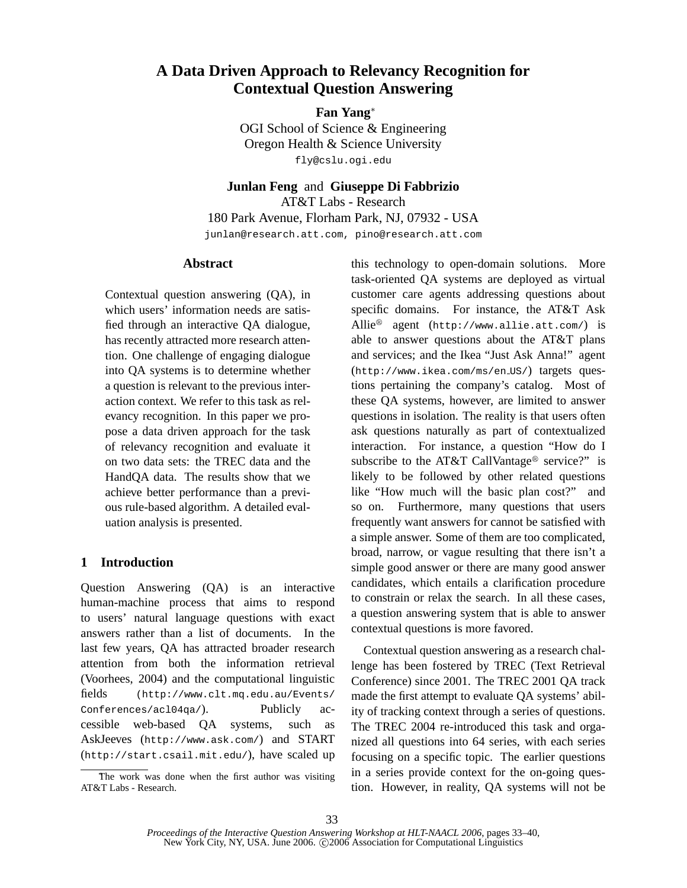# A Data Driven Approach to Relevancy Recognition for Contextual Question Answering

**Fan Yang**[*]
OGI School of Science & Engineering
Oregon Health & Science University
fly@cslu.ogi.edu

**Junlan Feng** and **Giuseppe Di Fabbrizio**
AT&T Labs - Research
180 Park Avenue, Florham Park, NJ, 07932 - USA
junlan@research.att.com, pino@research.att.com

## Abstract

Contextual question answering (QA), in which users' information needs are satisfied through an interactive QA dialogue, has recently attracted more research attention. One challenge of engaging dialogue into QA systems is to determine whether a question is relevant to the previous interaction context. We refer to this task as relevancy recognition. In this paper we propose a data driven approach for the task of relevancy recognition and evaluate it on two data sets: the TREC data and the HandQA data. The results show that we achieve better performance than a previous rule-based algorithm. A detailed evaluation analysis is presented.

## 1 Introduction

Question Answering (QA) is an interactive human-machine process that aims to respond to users' natural language questions with exact answers rather than a list of documents. In the last few years, QA has attracted broader research attention from both the information retrieval (Voorhees, 2004) and the computational linguistic fields (http://www.clt.mq.edu.au/Events/Conferences/acl04qa/). Publicly accessible web-based QA systems, such as AskJeeves (http://www.ask.com/) and START (http://start.csail.mit.edu/), have scaled up this technology to open-domain solutions. More task-oriented QA systems are deployed as virtual customer care agents addressing questions about specific domains. For instance, the AT&T Ask Allie® agent (http://www.allie.att.com/) is able to answer questions about the AT&T plans and services; and the Ikea "Just Ask Anna!" agent (http://www.ikea.com/ms/en_US/) targets questions pertaining the company's catalog. Most of these QA systems, however, are limited to answer questions in isolation. The reality is that users often ask questions naturally as part of contextualized interaction. For instance, a question "How do I subscribe to the AT&T CallVantage® service?" is likely to be followed by other related questions like "How much will the basic plan cost?" and so on. Furthermore, many questions that users frequently want answers for cannot be satisfied with a simple answer. Some of them are too complicated, broad, narrow, or vague resulting that there isn't a simple good answer or there are many good answer candidates, which entails a clarification procedure to constrain or relax the search. In all these cases, a question answering system that is able to answer contextual questions is more favored.

Contextual question answering as a research challenge has been fostered by TREC (Text Retrieval Conference) since 2001. The TREC 2001 QA track made the first attempt to evaluate QA systems' ability of tracking context through a series of questions. The TREC 2004 re-introduced this task and organized all questions into 64 series, with each series focusing on a specific topic. The earlier questions in a series provide context for the on-going question. However, in reality, QA systems will not be

[*]The work was done when the first author was visiting AT&T Labs - Research.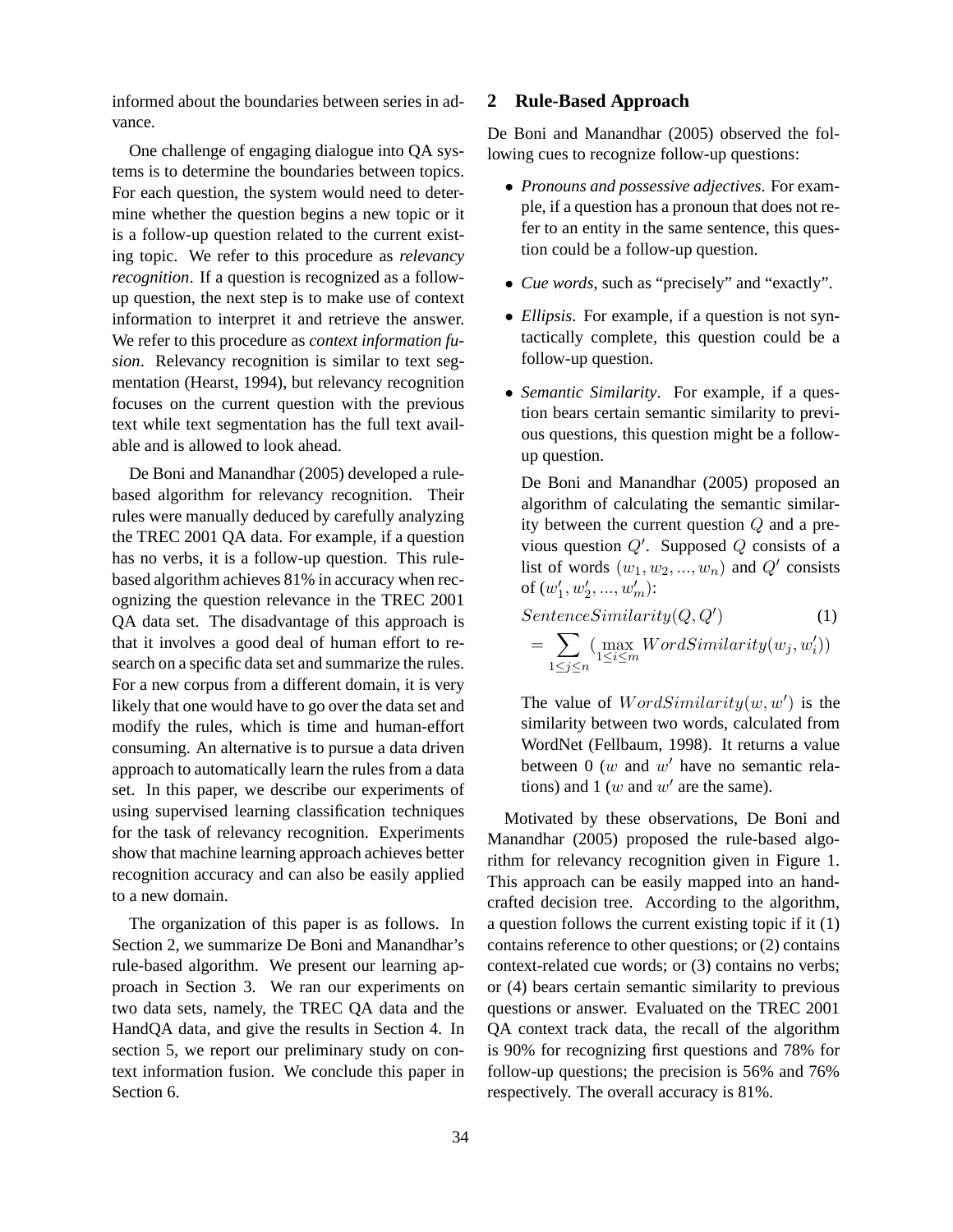informed about the boundaries between series in advance.

One challenge of engaging dialogue into QA systems is to determine the boundaries between topics. For each question, the system would need to determine whether the question begins a new topic or it is a follow-up question related to the current existing topic. We refer to this procedure as *relevancy recognition*. If a question is recognized as a follow-up question, the next step is to make use of context information to interpret it and retrieve the answer. We refer to this procedure as *context information fusion*. Relevancy recognition is similar to text segmentation (Hearst, 1994), but relevancy recognition focuses on the current question with the previous text while text segmentation has the full text available and is allowed to look ahead.

De Boni and Manandhar (2005) developed a rule-based algorithm for relevancy recognition. Their rules were manually deduced by carefully analyzing the TREC 2001 QA data. For example, if a question has no verbs, it is a follow-up question. This rule-based algorithm achieves 81% in accuracy when recognizing the question relevance in the TREC 2001 QA data set. The disadvantage of this approach is that it involves a good deal of human effort to research on a specific data set and summarize the rules. For a new corpus from a different domain, it is very likely that one would have to go over the data set and modify the rules, which is time and human-effort consuming. An alternative is to pursue a data driven approach to automatically learn the rules from a data set. In this paper, we describe our experiments of using supervised learning classification techniques for the task of relevancy recognition. Experiments show that machine learning approach achieves better recognition accuracy and can also be easily applied to a new domain.

The organization of this paper is as follows. In Section 2, we summarize De Boni and Manandhar's rule-based algorithm. We present our learning approach in Section 3. We ran our experiments on two data sets, namely, the TREC QA data and the HandQA data, and give the results in Section 4. In section 5, we report our preliminary study on context information fusion. We conclude this paper in Section 6.

## 2 Rule-Based Approach

De Boni and Manandhar (2005) observed the following cues to recognize follow-up questions:

- *Pronouns and possessive adjectives*. For example, if a question has a pronoun that does not refer to an entity in the same sentence, this question could be a follow-up question.
- *Cue words*, such as "precisely" and "exactly".
- *Ellipsis*. For example, if a question is not syntactically complete, this question could be a follow-up question.
- *Semantic Similarity*. For example, if a question bears certain semantic similarity to previous questions, this question might be a follow-up question.

  De Boni and Manandhar (2005) proposed an algorithm of calculating the semantic similarity between the current question $Q$ and a previous question $Q'$. Supposed $Q$ consists of a list of words $(w_1, w_2, ..., w_n)$ and $Q'$ consists of $(w'_1, w'_2, ..., w'_m)$:

  $$SentenceSimilarity(Q, Q') \quad (1)$$
  $$= \sum_{1 \leq j \leq n} (\max_{1 \leq i \leq m} WordSimilarity(w_j, w'_i))$$

  The value of $WordSimilarity(w, w')$ is the similarity between two words, calculated from WordNet (Fellbaum, 1998). It returns a value between 0 ($w$ and $w'$ have no semantic relations) and 1 ($w$ and $w'$ are the same).

Motivated by these observations, De Boni and Manandhar (2005) proposed the rule-based algorithm for relevancy recognition given in Figure 1. This approach can be easily mapped into an handcrafted decision tree. According to the algorithm, a question follows the current existing topic if it (1) contains reference to other questions; or (2) contains context-related cue words; or (3) contains no verbs; or (4) bears certain semantic similarity to previous questions or answer. Evaluated on the TREC 2001 QA context track data, the recall of the algorithm is 90% for recognizing first questions and 78% for follow-up questions; the precision is 56% and 76% respectively. The overall accuracy is 81%.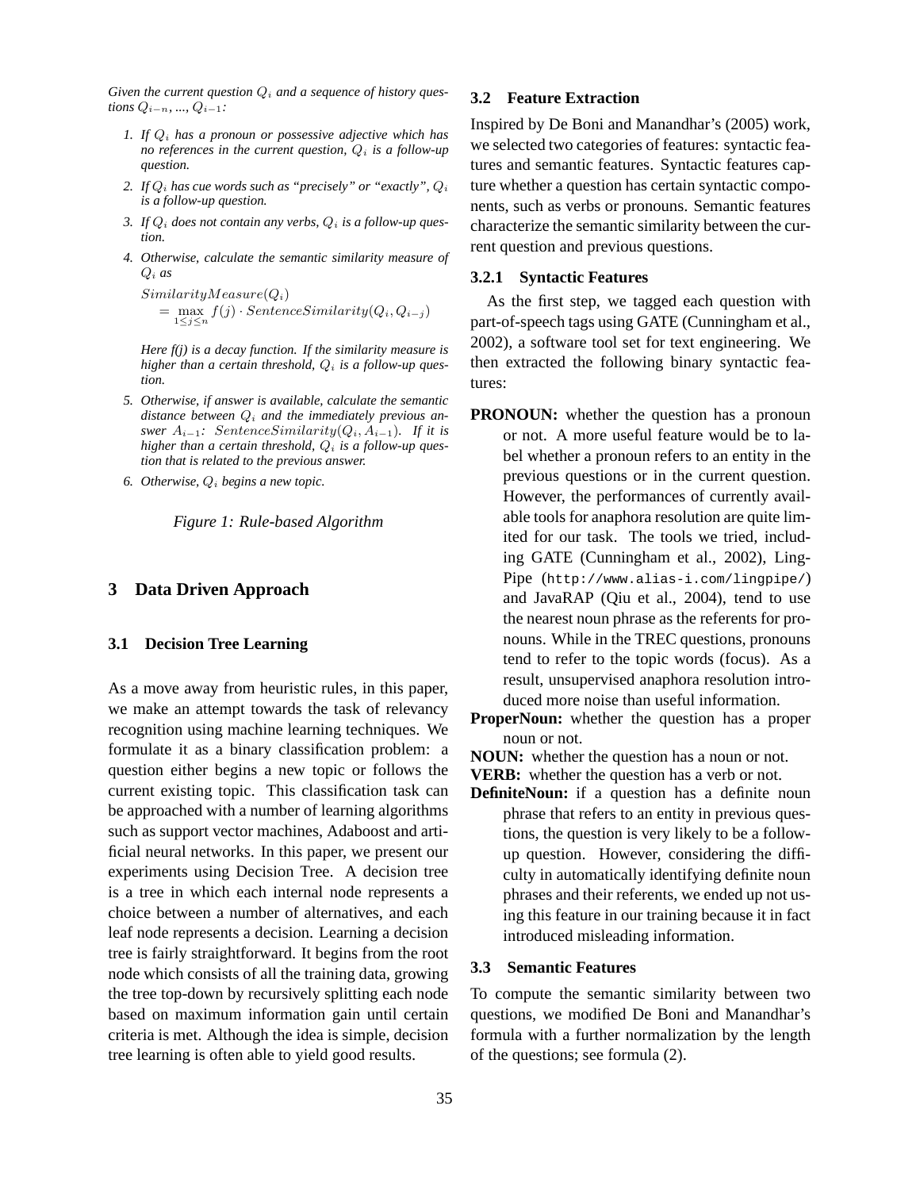*Given the current question $Q_i$ and a sequence of history questions $Q_{i-n}, ..., Q_{i-1}$:*

1. *If $Q_i$ has a pronoun or possessive adjective which has no references in the current question, $Q_i$ is a follow-up question.*
2. *If $Q_i$ has cue words such as "precisely" or "exactly", $Q_i$ is a follow-up question.*
3. *If $Q_i$ does not contain any verbs, $Q_i$ is a follow-up question.*
4. *Otherwise, calculate the semantic similarity measure of $Q_i$ as*

   $$SimilarityMeasure(Q_i) = \max_{1 \leq j \leq n} f(j) \cdot SentenceSimilarity(Q_i, Q_{i-j})$$

   *Here f(j) is a decay function. If the similarity measure is higher than a certain threshold, $Q_i$ is a follow-up question.*
5. *Otherwise, if answer is available, calculate the semantic distance between $Q_i$ and the immediately previous answer $A_{i-1}$: $SentenceSimilarity(Q_i, A_{i-1})$. If it is higher than a certain threshold, $Q_i$ is a follow-up question that is related to the previous answer.*
6. *Otherwise, $Q_i$ begins a new topic.*

*Figure 1: Rule-based Algorithm*

## 3 Data Driven Approach

### 3.1 Decision Tree Learning

As a move away from heuristic rules, in this paper, we make an attempt towards the task of relevancy recognition using machine learning techniques. We formulate it as a binary classification problem: a question either begins a new topic or follows the current existing topic. This classification task can be approached with a number of learning algorithms such as support vector machines, Adaboost and artificial neural networks. In this paper, we present our experiments using Decision Tree. A decision tree is a tree in which each internal node represents a choice between a number of alternatives, and each leaf node represents a decision. Learning a decision tree is fairly straightforward. It begins from the root node which consists of all the training data, growing the tree top-down by recursively splitting each node based on maximum information gain until certain criteria is met. Although the idea is simple, decision tree learning is often able to yield good results.

### 3.2 Feature Extraction

Inspired by De Boni and Manandhar's (2005) work, we selected two categories of features: syntactic features and semantic features. Syntactic features capture whether a question has certain syntactic components, such as verbs or pronouns. Semantic features characterize the semantic similarity between the current question and previous questions.

#### 3.2.1 Syntactic Features

As the first step, we tagged each question with part-of-speech tags using GATE (Cunningham et al., 2002), a software tool set for text engineering. We then extracted the following binary syntactic features:

**PRONOUN:** whether the question has a pronoun or not. A more useful feature would be to label whether a pronoun refers to an entity in the previous questions or in the current question. However, the performances of currently available tools for anaphora resolution are quite limited for our task. The tools we tried, including GATE (Cunningham et al., 2002), LingPipe (`http://www.alias-i.com/lingpipe/`) and JavaRAP (Qiu et al., 2004), tend to use the nearest noun phrase as the referents for pronouns. While in the TREC questions, pronouns tend to refer to the topic words (focus). As a result, unsupervised anaphora resolution introduced more noise than useful information.

**ProperNoun:** whether the question has a proper noun or not.

**NOUN:** whether the question has a noun or not.

**VERB:** whether the question has a verb or not.

**DefiniteNoun:** if a question has a definite noun phrase that refers to an entity in previous questions, the question is very likely to be a follow-up question. However, considering the difficulty in automatically identifying definite noun phrases and their referents, we ended up not using this feature in our training because it in fact introduced misleading information.

### 3.3 Semantic Features

To compute the semantic similarity between two questions, we modified De Boni and Manandhar's formula with a further normalization by the length of the questions; see formula (2).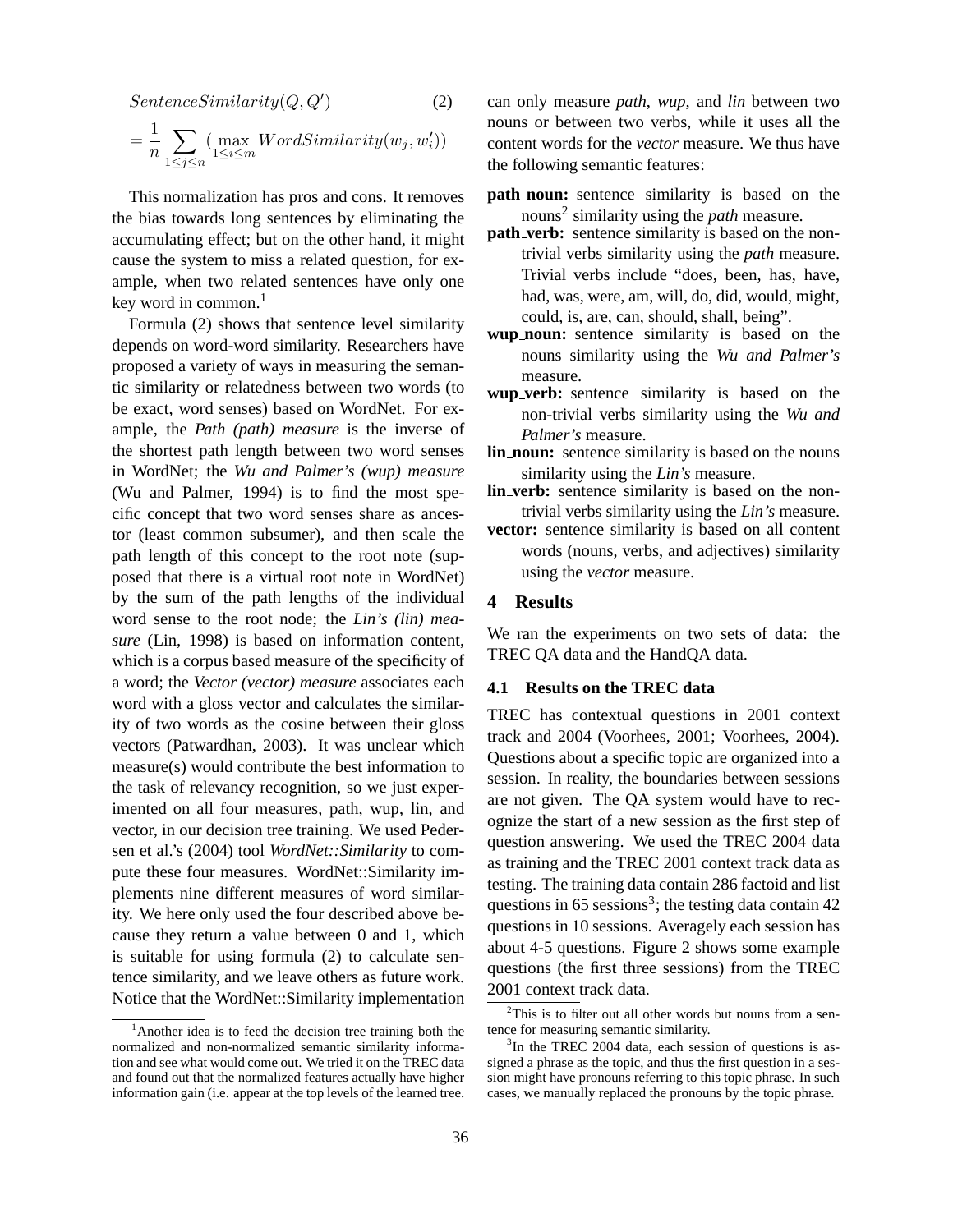$$SentenceSimilarity(Q, Q') \quad (2)$$

$$= \frac{1}{n} \sum_{1 \leq j \leq n} (\max_{1 \leq i \leq m} WordSimilarity(w_j, w'_i))$$

This normalization has pros and cons. It removes the bias towards long sentences by eliminating the accumulating effect; but on the other hand, it might cause the system to miss a related question, for example, when two related sentences have only one key word in common.[1]

Formula (2) shows that sentence level similarity depends on word-word similarity. Researchers have proposed a variety of ways in measuring the semantic similarity or relatedness between two words (to be exact, word senses) based on WordNet. For example, the *Path (path) measure* is the inverse of the shortest path length between two word senses in WordNet; the *Wu and Palmer's (wup) measure* (Wu and Palmer, 1994) is to find the most specific concept that two word senses share as ancestor (least common subsumer), and then scale the path length of this concept to the root note (supposed that there is a virtual root note in WordNet) by the sum of the path lengths of the individual word sense to the root node; the *Lin's (lin) measure* (Lin, 1998) is based on information content, which is a corpus based measure of the specificity of a word; the *Vector (vector) measure* associates each word with a gloss vector and calculates the similarity of two words as the cosine between their gloss vectors (Patwardhan, 2003). It was unclear which measure(s) would contribute the best information to the task of relevancy recognition, so we just experimented on all four measures, path, wup, lin, and vector, in our decision tree training. We used Pedersen et al.'s (2004) tool *WordNet::Similarity* to compute these four measures. WordNet::Similarity implements nine different measures of word similarity. We here only used the four described above because they return a value between 0 and 1, which is suitable for using formula (2) to calculate sentence similarity, and we leave others as future work. Notice that the WordNet::Similarity implementation can only measure *path*, *wup*, and *lin* between two nouns or between two verbs, while it uses all the content words for the *vector* measure. We thus have the following semantic features:

- **path_noun:** sentence similarity is based on the nouns[2] similarity using the *path* measure.
- **path_verb:** sentence similarity is based on the nontrivial verbs similarity using the *path* measure. Trivial verbs include "does, been, has, have, had, was, were, am, will, do, did, would, might, could, is, are, can, should, shall, being".
- **wup_noun:** sentence similarity is based on the nouns similarity using the *Wu and Palmer's* measure.
- **wup_verb:** sentence similarity is based on the non-trivial verbs similarity using the *Wu and Palmer's* measure.
- **lin_noun:** sentence similarity is based on the nouns similarity using the *Lin's* measure.
- **lin_verb:** sentence similarity is based on the non-trivial verbs similarity using the *Lin's* measure.
- **vector:** sentence similarity is based on all content words (nouns, verbs, and adjectives) similarity using the *vector* measure.

## 4 Results

We ran the experiments on two sets of data: the TREC QA data and the HandQA data.

### 4.1 Results on the TREC data

TREC has contextual questions in 2001 context track and 2004 (Voorhees, 2001; Voorhees, 2004). Questions about a specific topic are organized into a session. In reality, the boundaries between sessions are not given. The QA system would have to recognize the start of a new session as the first step of question answering. We used the TREC 2004 data as training and the TREC 2001 context track data as testing. The training data contain 286 factoid and list questions in 65 sessions[3]; the testing data contain 42 questions in 10 sessions. Averagely each session has about 4-5 questions. Figure 2 shows some example questions (the first three sessions) from the TREC 2001 context track data.

---

[1] Another idea is to feed the decision tree training both the normalized and non-normalized semantic similarity information and see what would come out. We tried it on the TREC data and found out that the normalized features actually have higher information gain (i.e. appear at the top levels of the learned tree.

[2] This is to filter out all other words but nouns from a sentence for measuring semantic similarity.

[3] In the TREC 2004 data, each session of questions is assigned a phrase as the topic, and thus the first question in a session might have pronouns referring to this topic phrase. In such cases, we manually replaced the pronouns by the topic phrase.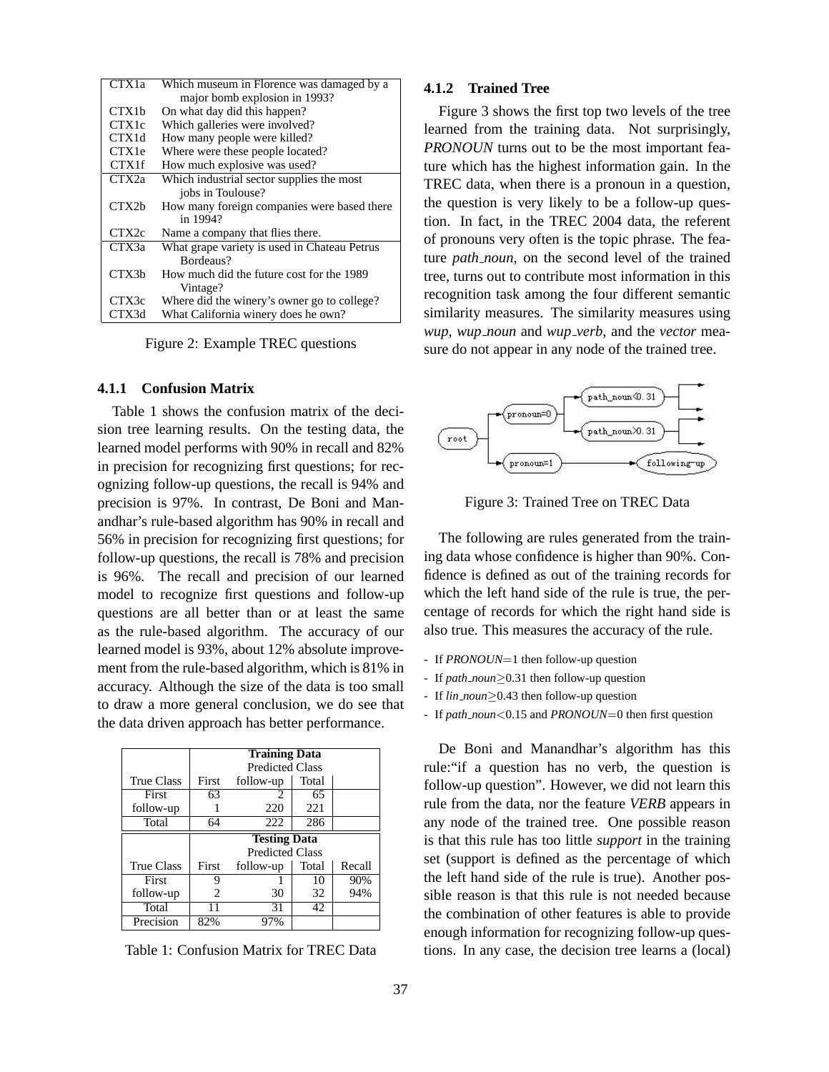| | |
|---|---|
| CTX1a | Which museum in Florence was damaged by a major bomb explosion in 1993? |
| CTX1b | On what day did this happen? |
| CTX1c | Which galleries were involved? |
| CTX1d | How many people were killed? |
| CTX1e | Where were these people located? |
| CTX1f | How much explosive was used? |
| CTX2a | Which industrial sector supplies the most jobs in Toulouse? |
| CTX2b | How many foreign companies were based there in 1994? |
| CTX2c | Name a company that flies there. |
| CTX3a | What grape variety is used in Chateau Petrus Bordeaus? |
| CTX3b | How much did the future cost for the 1989 Vintage? |
| CTX3c | Where did the winery's owner go to college? |
| CTX3d | What California winery does he own? |

Figure 2: Example TREC questions

#### 4.1.1 Confusion Matrix

Table 1 shows the confusion matrix of the decision tree learning results. On the testing data, the learned model performs with 90% in recall and 82% in precision for recognizing first questions; for recognizing follow-up questions, the recall is 94% and precision is 97%. In contrast, De Boni and Manandhar's rule-based algorithm has 90% in recall and 56% in precision for recognizing first questions; for follow-up questions, the recall is 78% and precision is 96%. The recall and precision of our learned model to recognize first questions and follow-up questions are all better than or at least the same as the rule-based algorithm. The accuracy of our learned model is 93%, about 12% absolute improvement from the rule-based algorithm, which is 81% in accuracy. Although the size of the data is too small to draw a more general conclusion, we do see that the data driven approach has better performance.

| | Training Data | | | |
|---|---|---|---|---|
| | Predicted Class | | | |
| True Class | First | follow-up | Total | |
| First | 63 | 2 | 65 | |
| follow-up | 1 | 220 | 221 | |
| Total | 64 | 222 | 286 | |
| | **Testing Data** | | | |
| | Predicted Class | | | |
| True Class | First | follow-up | Total | Recall |
| First | 9 | 1 | 10 | 90% |
| follow-up | 2 | 30 | 32 | 94% |
| Total | 11 | 31 | 42 | |
| Precision | 82% | 97% | | |

Table 1: Confusion Matrix for TREC Data

#### 4.1.2 Trained Tree

Figure 3 shows the first top two levels of the tree learned from the training data. Not surprisingly, *PRONOUN* turns out to be the most important feature which has the highest information gain. In the TREC data, when there is a pronoun in a question, the question is very likely to be a follow-up question. In fact, in the TREC 2004 data, the referent of pronouns very often is the topic phrase. The feature *path_noun*, on the second level of the trained tree, turns out to contribute most information in this recognition task among the four different semantic similarity measures. The similarity measures using *wup*, *wup_noun* and *wup_verb*, and the *vector* measure do not appear in any node of the trained tree.

Figure 3: Trained Tree on TREC Data

The following are rules generated from the training data whose confidence is higher than 90%. Confidence is defined as out of the training records for which the left hand side of the rule is true, the percentage of records for which the right hand side is also true. This measures the accuracy of the rule.

- If *PRONOUN*=1 then follow-up question
- If *path_noun*$\geq$0.31 then follow-up question
- If *lin_noun*$\geq$0.43 then follow-up question
- If *path_noun*<0.15 and *PRONOUN*=0 then first question

De Boni and Manandhar's algorithm has this rule:"if a question has no verb, the question is follow-up question". However, we did not learn this rule from the data, nor the feature *VERB* appears in any node of the trained tree. One possible reason is that this rule has too little *support* in the training set (support is defined as the percentage of which the left hand side of the rule is true). Another possible reason is that this rule is not needed because the combination of other features is able to provide enough information for recognizing follow-up questions. In any case, the decision tree learns a (local)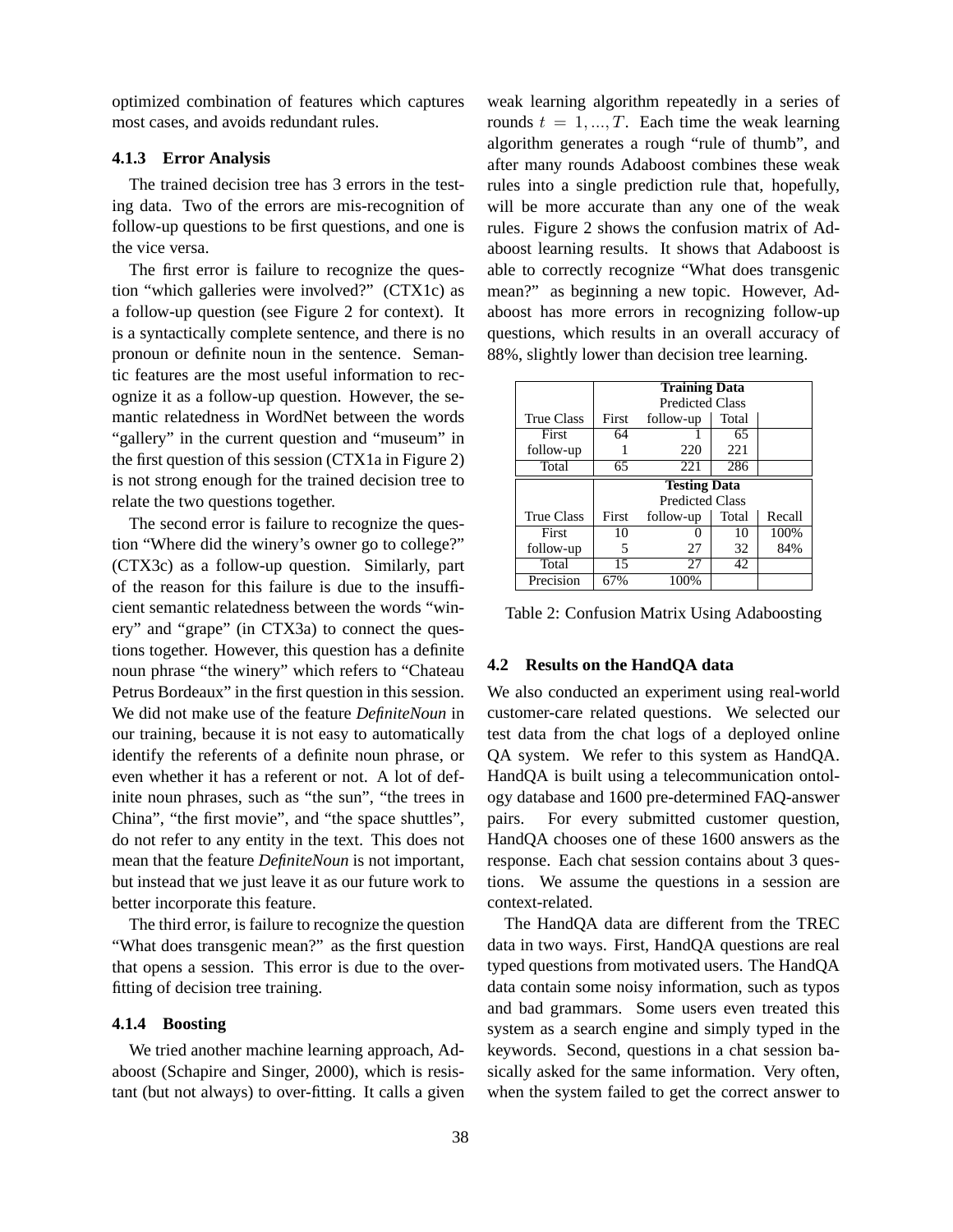optimized combination of features which captures most cases, and avoids redundant rules.

#### 4.1.3 Error Analysis

The trained decision tree has 3 errors in the testing data. Two of the errors are mis-recognition of follow-up questions to be first questions, and one is the vice versa.

The first error is failure to recognize the question "which galleries were involved?" (CTX1c) as a follow-up question (see Figure 2 for context). It is a syntactically complete sentence, and there is no pronoun or definite noun in the sentence. Semantic features are the most useful information to recognize it as a follow-up question. However, the semantic relatedness in WordNet between the words "gallery" in the current question and "museum" in the first question of this session (CTX1a in Figure 2) is not strong enough for the trained decision tree to relate the two questions together.

The second error is failure to recognize the question "Where did the winery's owner go to college?" (CTX3c) as a follow-up question. Similarly, part of the reason for this failure is due to the insufficient semantic relatedness between the words "winery" and "grape" (in CTX3a) to connect the questions together. However, this question has a definite noun phrase "the winery" which refers to "Chateau Petrus Bordeaux" in the first question in this session. We did not make use of the feature *DefiniteNoun* in our training, because it is not easy to automatically identify the referents of a definite noun phrase, or even whether it has a referent or not. A lot of definite noun phrases, such as "the sun", "the trees in China", "the first movie", and "the space shuttles", do not refer to any entity in the text. This does not mean that the feature *DefiniteNoun* is not important, but instead that we just leave it as our future work to better incorporate this feature.

The third error, is failure to recognize the question "What does transgenic mean?" as the first question that opens a session. This error is due to the over-fitting of decision tree training.

#### 4.1.4 Boosting

We tried another machine learning approach, Adaboost (Schapire and Singer, 2000), which is resistant (but not always) to over-fitting. It calls a given weak learning algorithm repeatedly in a series of rounds $t = 1, ..., T$. Each time the weak learning algorithm generates a rough "rule of thumb", and after many rounds Adaboost combines these weak rules into a single prediction rule that, hopefully, will be more accurate than any one of the weak rules. Figure 2 shows the confusion matrix of Adaboost learning results. It shows that Adaboost is able to correctly recognize "What does transgenic mean?" as beginning a new topic. However, Adaboost has more errors in recognizing follow-up questions, which results in an overall accuracy of 88%, slightly lower than decision tree learning.

| | **Training Data** | | | |
|---|---|---|---|---|
| | Predicted Class | | | |
| True Class | First | follow-up | Total | |
| First | 64 | 1 | 65 | |
| follow-up | 1 | 220 | 221 | |
| Total | 65 | 221 | 286 | |
| | **Testing Data** | | | |
| | Predicted Class | | | |
| True Class | First | follow-up | Total | Recall |
| First | 10 | 0 | 10 | 100% |
| follow-up | 5 | 27 | 32 | 84% |
| Total | 15 | 27 | 42 | |
| Precision | 67% | 100% | | |

Table 2: Confusion Matrix Using Adaboosting

### 4.2 Results on the HandQA data

We also conducted an experiment using real-world customer-care related questions. We selected our test data from the chat logs of a deployed online QA system. We refer to this system as HandQA. HandQA is built using a telecommunication ontology database and 1600 pre-determined FAQ-answer pairs. For every submitted customer question, HandQA chooses one of these 1600 answers as the response. Each chat session contains about 3 questions. We assume the questions in a session are context-related.

The HandQA data are different from the TREC data in two ways. First, HandQA questions are real typed questions from motivated users. The HandQA data contain some noisy information, such as typos and bad grammars. Some users even treated this system as a search engine and simply typed in the keywords. Second, questions in a chat session basically asked for the same information. Very often, when the system failed to get the correct answer to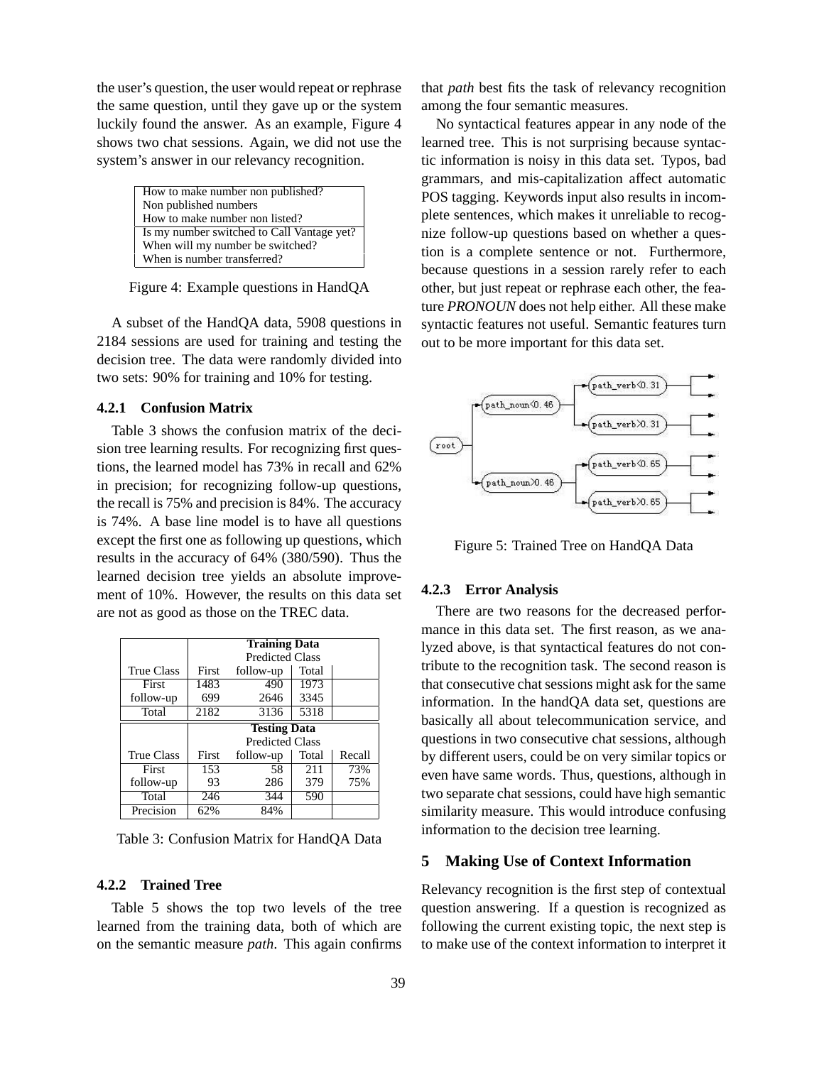the user's question, the user would repeat or rephrase the same question, until they gave up or the system luckily found the answer. As an example, Figure 4 shows two chat sessions. Again, we did not use the system's answer in our relevancy recognition.

| |
|---|
| How to make number non published? |
| Non published numbers |
| How to make number non listed? |
| Is my number switched to Call Vantage yet? |
| When will my number be switched? |
| When is number transferred? |

Figure 4: Example questions in HandQA

A subset of the HandQA data, 5908 questions in 2184 sessions are used for training and testing the decision tree. The data were randomly divided into two sets: 90% for training and 10% for testing.

### 4.2.1 Confusion Matrix

Table 3 shows the confusion matrix of the decision tree learning results. For recognizing first questions, the learned model has 73% in recall and 62% in precision; for recognizing follow-up questions, the recall is 75% and precision is 84%. The accuracy is 74%. A base line model is to have all questions except the first one as following up questions, which results in the accuracy of 64% (380/590). Thus the learned decision tree yields an absolute improvement of 10%. However, the results on this data set are not as good as those on the TREC data.

| | **Training Data** | | | |
|---|---|---|---|---|
| | Predicted Class | | | |
| True Class | First | follow-up | Total | |
| First | 1483 | 490 | 1973 | |
| follow-up | 699 | 2646 | 3345 | |
| Total | 2182 | 3136 | 5318 | |
| | **Testing Data** | | | |
| | Predicted Class | | | |
| True Class | First | follow-up | Total | Recall |
| First | 153 | 58 | 211 | 73% |
| follow-up | 93 | 286 | 379 | 75% |
| Total | 246 | 344 | 590 | |
| Precision | 62% | 84% | | |

Table 3: Confusion Matrix for HandQA Data

### 4.2.2 Trained Tree

Table 5 shows the top two levels of the tree learned from the training data, both of which are on the semantic measure *path*. This again confirms that *path* best fits the task of relevancy recognition among the four semantic measures.

No syntactical features appear in any node of the learned tree. This is not surprising because syntactic information is noisy in this data set. Typos, bad grammars, and mis-capitalization affect automatic POS tagging. Keywords input also results in incomplete sentences, which makes it unreliable to recognize follow-up questions based on whether a question is a complete sentence or not. Furthermore, because questions in a session rarely refer to each other, but just repeat or rephrase each other, the feature *PRONOUN* does not help either. All these make syntactic features not useful. Semantic features turn out to be more important for this data set.

Figure 5: Trained Tree on HandQA Data

### 4.2.3 Error Analysis

There are two reasons for the decreased performance in this data set. The first reason, as we analyzed above, is that syntactical features do not contribute to the recognition task. The second reason is that consecutive chat sessions might ask for the same information. In the handQA data set, questions are basically all about telecommunication service, and questions in two consecutive chat sessions, although by different users, could be on very similar topics or even have same words. Thus, questions, although in two separate chat sessions, could have high semantic similarity measure. This would introduce confusing information to the decision tree learning.

## 5 Making Use of Context Information

Relevancy recognition is the first step of contextual question answering. If a question is recognized as following the current existing topic, the next step is to make use of the context information to interpret it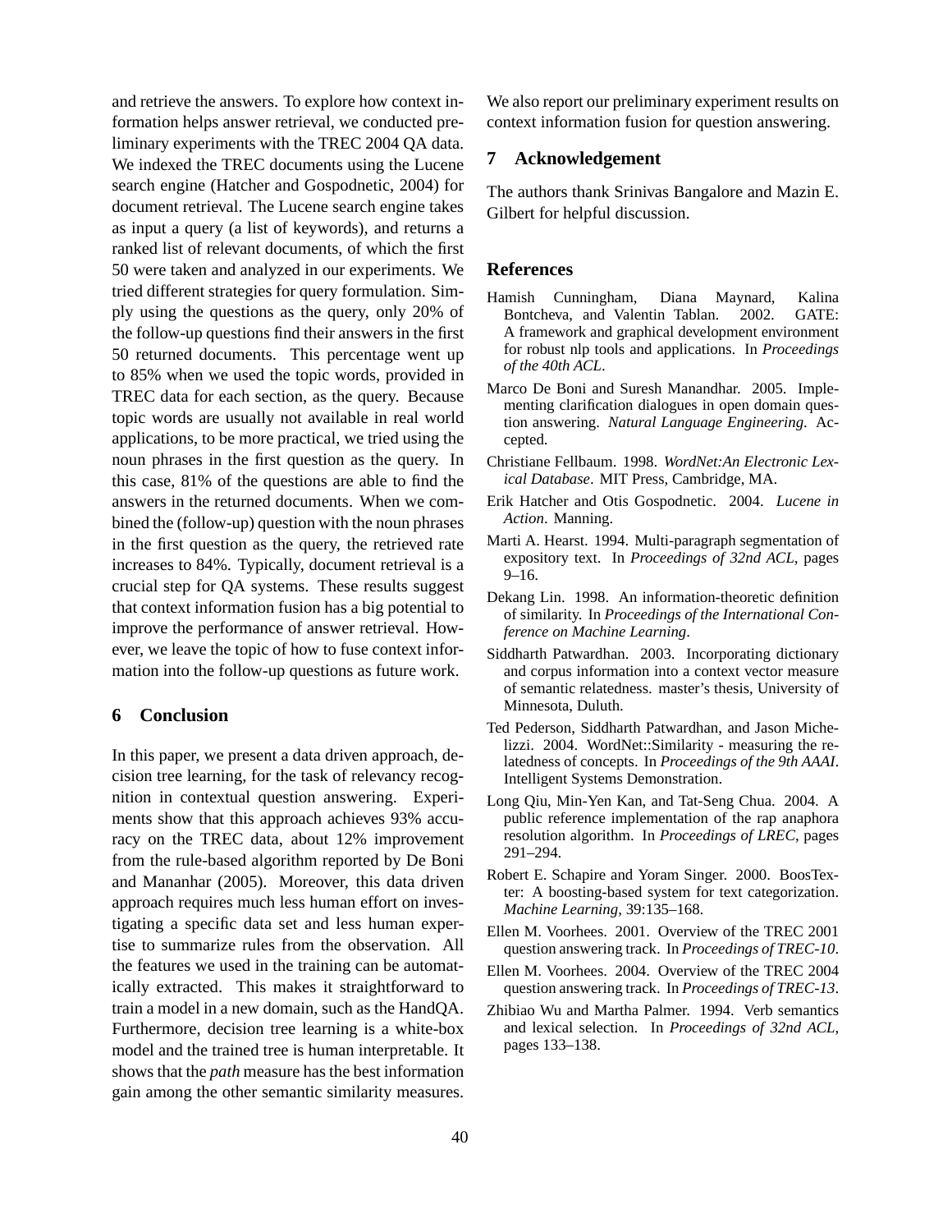and retrieve the answers. To explore how context information helps answer retrieval, we conducted preliminary experiments with the TREC 2004 QA data. We indexed the TREC documents using the Lucene search engine (Hatcher and Gospodnetic, 2004) for document retrieval. The Lucene search engine takes as input a query (a list of keywords), and returns a ranked list of relevant documents, of which the first 50 were taken and analyzed in our experiments. We tried different strategies for query formulation. Simply using the questions as the query, only 20% of the follow-up questions find their answers in the first 50 returned documents. This percentage went up to 85% when we used the topic words, provided in TREC data for each section, as the query. Because topic words are usually not available in real world applications, to be more practical, we tried using the noun phrases in the first question as the query. In this case, 81% of the questions are able to find the answers in the returned documents. When we combined the (follow-up) question with the noun phrases in the first question as the query, the retrieved rate increases to 84%. Typically, document retrieval is a crucial step for QA systems. These results suggest that context information fusion has a big potential to improve the performance of answer retrieval. However, we leave the topic of how to fuse context information into the follow-up questions as future work.

## 6 Conclusion

In this paper, we present a data driven approach, decision tree learning, for the task of relevancy recognition in contextual question answering. Experiments show that this approach achieves 93% accuracy on the TREC data, about 12% improvement from the rule-based algorithm reported by De Boni and Mananhar (2005). Moreover, this data driven approach requires much less human effort on investigating a specific data set and less human expertise to summarize rules from the observation. All the features we used in the training can be automatically extracted. This makes it straightforward to train a model in a new domain, such as the HandQA. Furthermore, decision tree learning is a white-box model and the trained tree is human interpretable. It shows that the *path* measure has the best information gain among the other semantic similarity measures. We also report our preliminary experiment results on context information fusion for question answering.

## 7 Acknowledgement

The authors thank Srinivas Bangalore and Mazin E. Gilbert for helpful discussion.

## References

Hamish Cunningham, Diana Maynard, Kalina Bontcheva, and Valentin Tablan. 2002. GATE: A framework and graphical development environment for robust nlp tools and applications. In *Proceedings of the 40th ACL*.

Marco De Boni and Suresh Manandhar. 2005. Implementing clarification dialogues in open domain question answering. *Natural Language Engineering*. Accepted.

Christiane Fellbaum. 1998. *WordNet:An Electronic Lexical Database*. MIT Press, Cambridge, MA.

Erik Hatcher and Otis Gospodnetic. 2004. *Lucene in Action*. Manning.

Marti A. Hearst. 1994. Multi-paragraph segmentation of expository text. In *Proceedings of 32nd ACL*, pages 9–16.

Dekang Lin. 1998. An information-theoretic definition of similarity. In *Proceedings of the International Conference on Machine Learning*.

Siddharth Patwardhan. 2003. Incorporating dictionary and corpus information into a context vector measure of semantic relatedness. master's thesis, University of Minnesota, Duluth.

Ted Pederson, Siddharth Patwardhan, and Jason Michelizzi. 2004. WordNet::Similarity - measuring the relatedness of concepts. In *Proceedings of the 9th AAAI*. Intelligent Systems Demonstration.

Long Qiu, Min-Yen Kan, and Tat-Seng Chua. 2004. A public reference implementation of the rap anaphora resolution algorithm. In *Proceedings of LREC*, pages 291–294.

Robert E. Schapire and Yoram Singer. 2000. BoosTexter: A boosting-based system for text categorization. *Machine Learning*, 39:135–168.

Ellen M. Voorhees. 2001. Overview of the TREC 2001 question answering track. In *Proceedings of TREC-10*.

Ellen M. Voorhees. 2004. Overview of the TREC 2004 question answering track. In *Proceedings of TREC-13*.

Zhibiao Wu and Martha Palmer. 1994. Verb semantics and lexical selection. In *Proceedings of 32nd ACL*, pages 133–138.